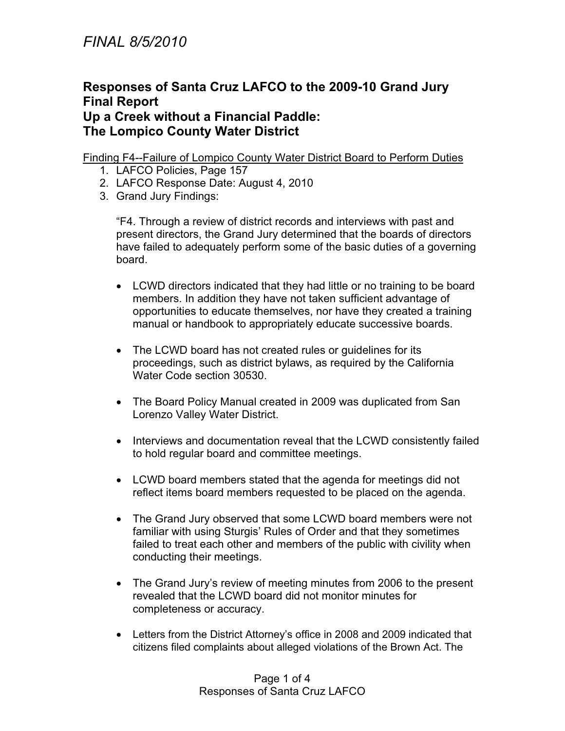*FINAL 8/5/2010*

## Responses of Santa Cruz LAFCO to the 2009-10 Grand Jury Final Report
## Up a Creek without a Financial Paddle:
## The Lompico County Water District

<u>Finding F4--Failure of Lompico County Water District Board to Perform Duties</u>

1. LAFCO Policies, Page 157
2. LAFCO Response Date: August 4, 2010
3. Grand Jury Findings:

   "F4. Through a review of district records and interviews with past and present directors, the Grand Jury determined that the boards of directors have failed to adequately perform some of the basic duties of a governing board.

   - LCWD directors indicated that they had little or no training to be board members. In addition they have not taken sufficient advantage of opportunities to educate themselves, nor have they created a training manual or handbook to appropriately educate successive boards.

   - The LCWD board has not created rules or guidelines for its proceedings, such as district bylaws, as required by the California Water Code section 30530.

   - The Board Policy Manual created in 2009 was duplicated from San Lorenzo Valley Water District.

   - Interviews and documentation reveal that the LCWD consistently failed to hold regular board and committee meetings.

   - LCWD board members stated that the agenda for meetings did not reflect items board members requested to be placed on the agenda.

   - The Grand Jury observed that some LCWD board members were not familiar with using Sturgis' Rules of Order and that they sometimes failed to treat each other and members of the public with civility when conducting their meetings.

   - The Grand Jury's review of meeting minutes from 2006 to the present revealed that the LCWD board did not monitor minutes for completeness or accuracy.

   - Letters from the District Attorney's office in 2008 and 2009 indicated that citizens filed complaints about alleged violations of the Brown Act. The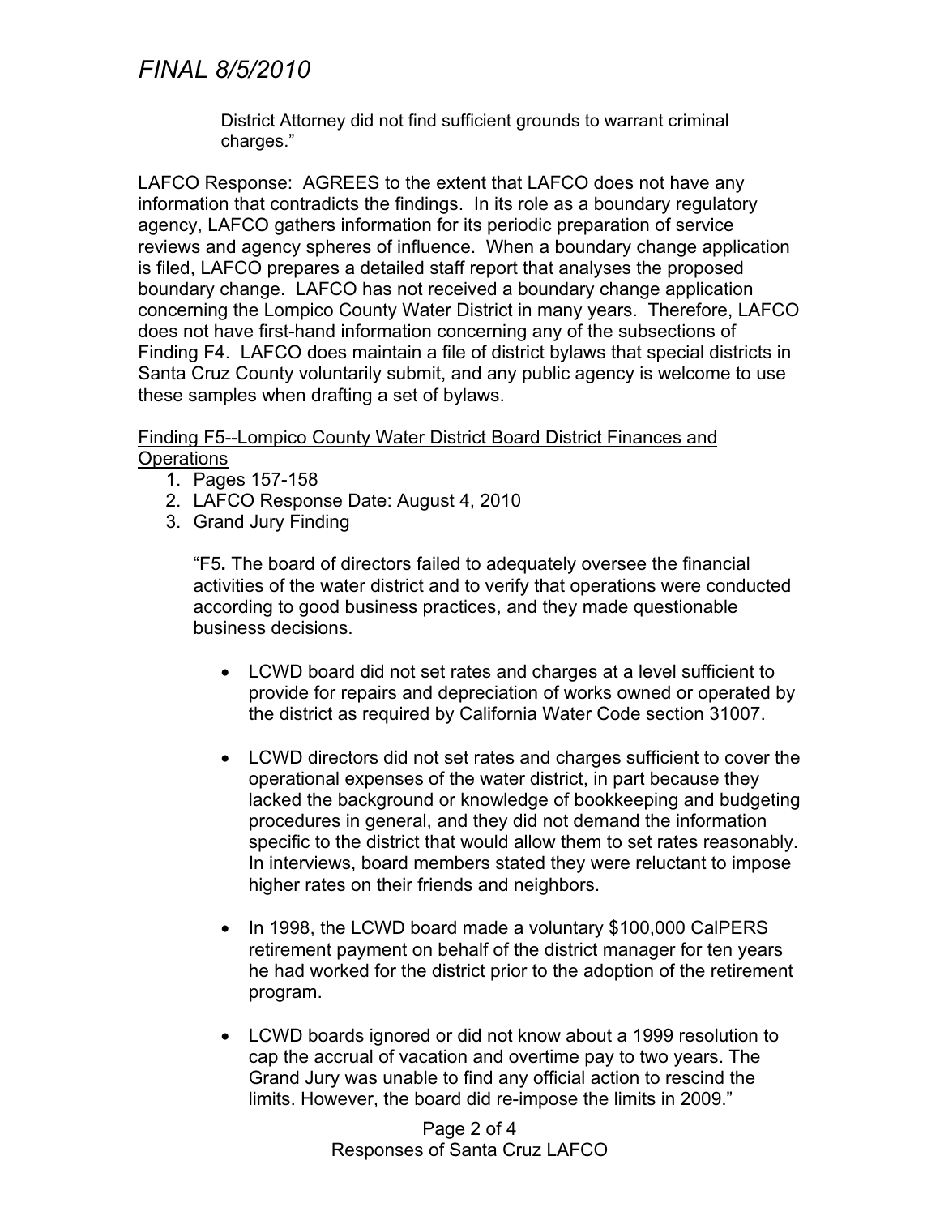District Attorney did not find sufficient grounds to warrant criminal charges."

LAFCO Response: AGREES to the extent that LAFCO does not have any information that contradicts the findings. In its role as a boundary regulatory agency, LAFCO gathers information for its periodic preparation of service reviews and agency spheres of influence. When a boundary change application is filed, LAFCO prepares a detailed staff report that analyses the proposed boundary change. LAFCO has not received a boundary change application concerning the Lompico County Water District in many years. Therefore, LAFCO does not have first-hand information concerning any of the subsections of Finding F4. LAFCO does maintain a file of district bylaws that special districts in Santa Cruz County voluntarily submit, and any public agency is welcome to use these samples when drafting a set of bylaws.

Finding F5--Lompico County Water District Board District Finances and Operations

1. Pages 157-158
2. LAFCO Response Date: August 4, 2010
3. Grand Jury Finding

"F5**.** The board of directors failed to adequately oversee the financial activities of the water district and to verify that operations were conducted according to good business practices, and they made questionable business decisions.

- LCWD board did not set rates and charges at a level sufficient to provide for repairs and depreciation of works owned or operated by the district as required by California Water Code section 31007.
- LCWD directors did not set rates and charges sufficient to cover the operational expenses of the water district, in part because they lacked the background or knowledge of bookkeeping and budgeting procedures in general, and they did not demand the information specific to the district that would allow them to set rates reasonably. In interviews, board members stated they were reluctant to impose higher rates on their friends and neighbors.
- In 1998, the LCWD board made a voluntary $100,000 CalPERS retirement payment on behalf of the district manager for ten years he had worked for the district prior to the adoption of the retirement program.
- LCWD boards ignored or did not know about a 1999 resolution to cap the accrual of vacation and overtime pay to two years. The Grand Jury was unable to find any official action to rescind the limits. However, the board did re-impose the limits in 2009."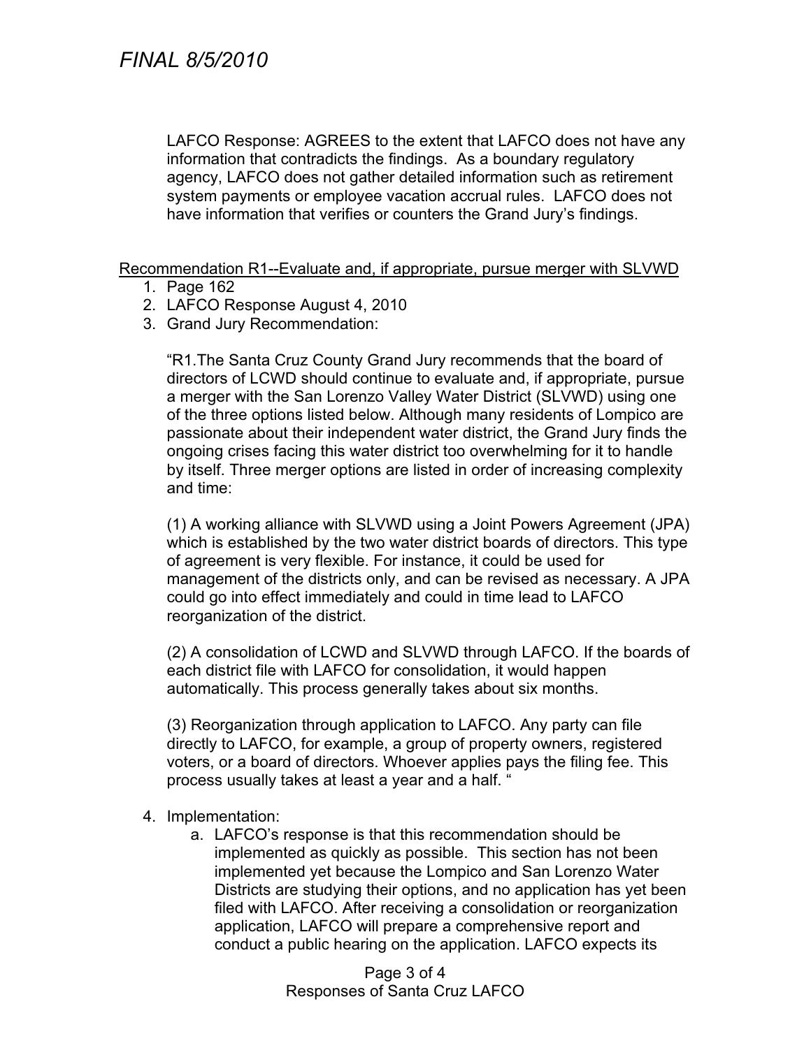LAFCO Response: AGREES to the extent that LAFCO does not have any information that contradicts the findings. As a boundary regulatory agency, LAFCO does not gather detailed information such as retirement system payments or employee vacation accrual rules. LAFCO does not have information that verifies or counters the Grand Jury's findings.

<u>Recommendation R1--Evaluate and, if appropriate, pursue merger with SLVWD</u>

1. Page 162
2. LAFCO Response August 4, 2010
3. Grand Jury Recommendation:

   "R1.The Santa Cruz County Grand Jury recommends that the board of directors of LCWD should continue to evaluate and, if appropriate, pursue a merger with the San Lorenzo Valley Water District (SLVWD) using one of the three options listed below. Although many residents of Lompico are passionate about their independent water district, the Grand Jury finds the ongoing crises facing this water district too overwhelming for it to handle by itself. Three merger options are listed in order of increasing complexity and time:

   (1) A working alliance with SLVWD using a Joint Powers Agreement (JPA) which is established by the two water district boards of directors. This type of agreement is very flexible. For instance, it could be used for management of the districts only, and can be revised as necessary. A JPA could go into effect immediately and could in time lead to LAFCO reorganization of the district.

   (2) A consolidation of LCWD and SLVWD through LAFCO. If the boards of each district file with LAFCO for consolidation, it would happen automatically. This process generally takes about six months.

   (3) Reorganization through application to LAFCO. Any party can file directly to LAFCO, for example, a group of property owners, registered voters, or a board of directors. Whoever applies pays the filing fee. This process usually takes at least a year and a half. "

4. Implementation:
   a. LAFCO's response is that this recommendation should be implemented as quickly as possible. This section has not been implemented yet because the Lompico and San Lorenzo Water Districts are studying their options, and no application has yet been filed with LAFCO. After receiving a consolidation or reorganization application, LAFCO will prepare a comprehensive report and conduct a public hearing on the application. LAFCO expects its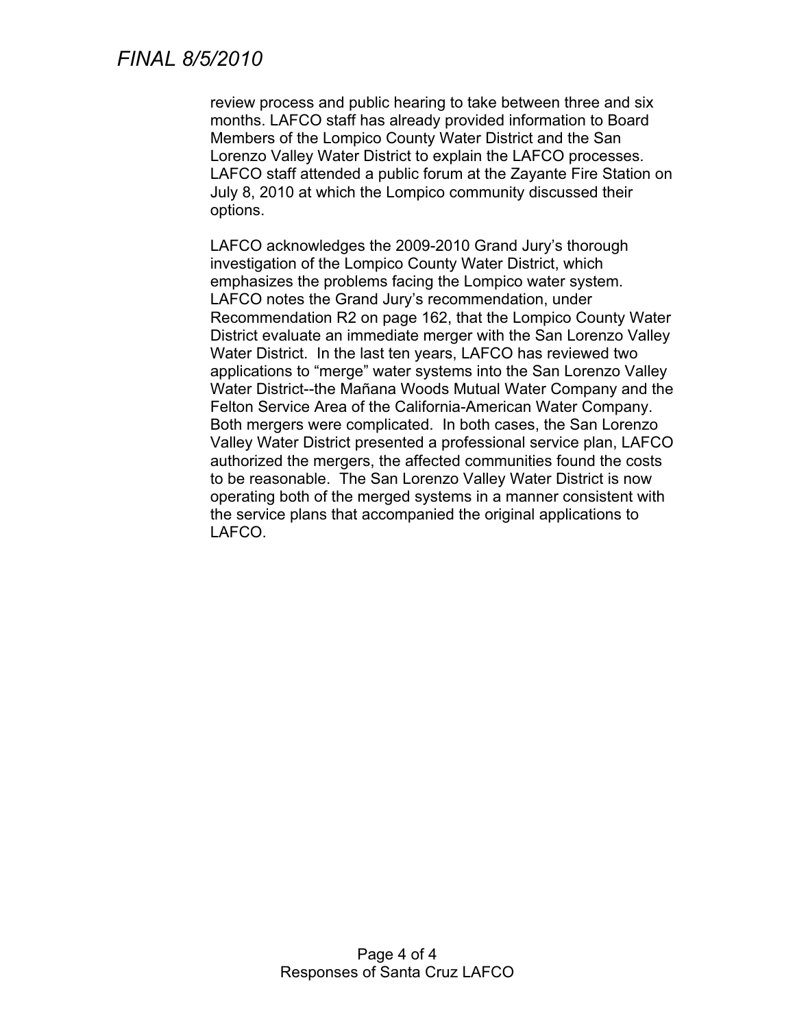review process and public hearing to take between three and six months. LAFCO staff has already provided information to Board Members of the Lompico County Water District and the San Lorenzo Valley Water District to explain the LAFCO processes. LAFCO staff attended a public forum at the Zayante Fire Station on July 8, 2010 at which the Lompico community discussed their options.

LAFCO acknowledges the 2009-2010 Grand Jury's thorough investigation of the Lompico County Water District, which emphasizes the problems facing the Lompico water system. LAFCO notes the Grand Jury's recommendation, under Recommendation R2 on page 162, that the Lompico County Water District evaluate an immediate merger with the San Lorenzo Valley Water District. In the last ten years, LAFCO has reviewed two applications to "merge" water systems into the San Lorenzo Valley Water District--the Mañana Woods Mutual Water Company and the Felton Service Area of the California-American Water Company. Both mergers were complicated. In both cases, the San Lorenzo Valley Water District presented a professional service plan, LAFCO authorized the mergers, the affected communities found the costs to be reasonable. The San Lorenzo Valley Water District is now operating both of the merged systems in a manner consistent with the service plans that accompanied the original applications to LAFCO.